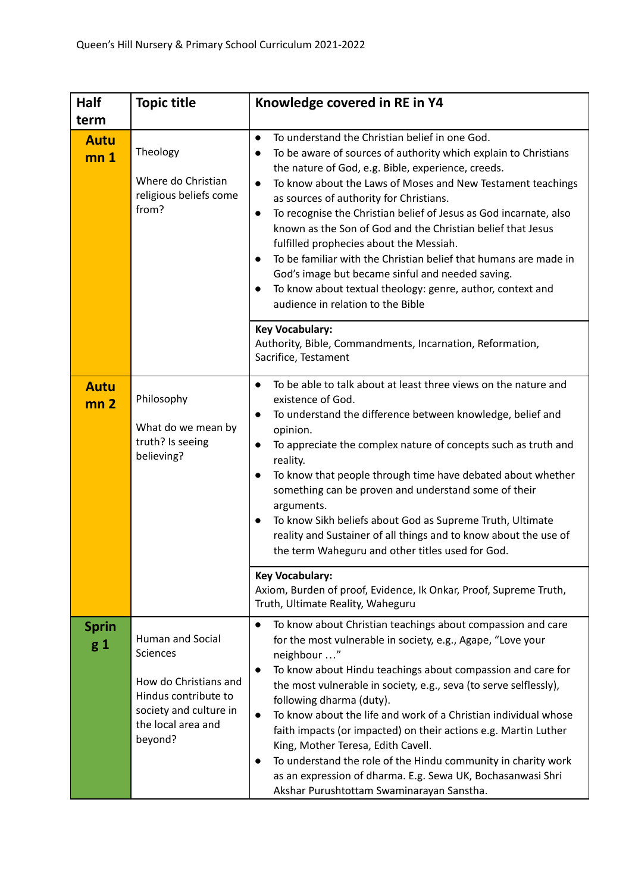| Half term | Topic title | Knowledge covered in RE in Y4 |
|---|---|---|
| Autumn 1 | Theology<br><br>Where do Christian religious beliefs come from? | • To understand the Christian belief in one God.<br>• To be aware of sources of authority which explain to Christians the nature of God, e.g. Bible, experience, creeds.<br>• To know about the Laws of Moses and New Testament teachings as sources of authority for Christians.<br>• To recognise the Christian belief of Jesus as God incarnate, also known as the Son of God and the Christian belief that Jesus fulfilled prophecies about the Messiah.<br>• To be familiar with the Christian belief that humans are made in God's image but became sinful and needed saving.<br>• To know about textual theology: genre, author, context and audience in relation to the Bible |
| | | **Key Vocabulary:**<br>Authority, Bible, Commandments, Incarnation, Reformation, Sacrifice, Testament |
| Autumn 2 | Philosophy<br><br>What do we mean by truth? Is seeing believing? | • To be able to talk about at least three views on the nature and existence of God.<br>• To understand the difference between knowledge, belief and opinion.<br>• To appreciate the complex nature of concepts such as truth and reality.<br>• To know that people through time have debated about whether something can be proven and understand some of their arguments.<br>• To know Sikh beliefs about God as Supreme Truth, Ultimate reality and Sustainer of all things and to know about the use of the term Waheguru and other titles used for God. |
| | | **Key Vocabulary:**<br>Axiom, Burden of proof, Evidence, Ik Onkar, Proof, Supreme Truth, Truth, Ultimate Reality, Waheguru |
| Spring 1 | Human and Social Sciences<br><br>How do Christians and Hindus contribute to society and culture in the local area and beyond? | • To know about Christian teachings about compassion and care for the most vulnerable in society, e.g., Agape, "Love your neighbour …"<br>• To know about Hindu teachings about compassion and care for the most vulnerable in society, e.g., seva (to serve selflessly), following dharma (duty).<br>• To know about the life and work of a Christian individual whose faith impacts (or impacted) on their actions e.g. Martin Luther King, Mother Teresa, Edith Cavell.<br>• To understand the role of the Hindu community in charity work as an expression of dharma. E.g. Sewa UK, Bochasanwasi Shri Akshar Purushtottam Swaminarayan Sanstha. |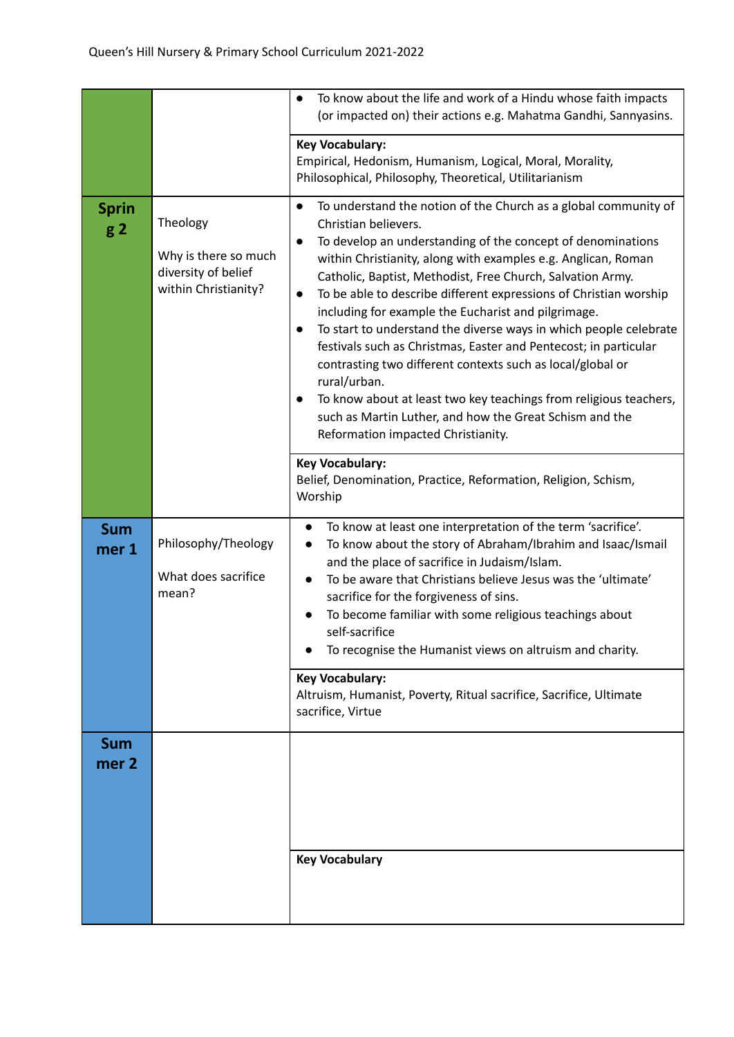| | | |
|---|---|---|
| | | • To know about the life and work of a Hindu whose faith impacts (or impacted on) their actions e.g. Mahatma Gandhi, Sannyasins.<br><br>**Key Vocabulary:**<br>Empirical, Hedonism, Humanism, Logical, Moral, Morality, Philosophical, Philosophy, Theoretical, Utilitarianism |
| **Spring 2** | Theology<br><br>Why is there so much diversity of belief within Christianity? | • To understand the notion of the Church as a global community of Christian believers.<br>• To develop an understanding of the concept of denominations within Christianity, along with examples e.g. Anglican, Roman Catholic, Baptist, Methodist, Free Church, Salvation Army.<br>• To be able to describe different expressions of Christian worship including for example the Eucharist and pilgrimage.<br>• To start to understand the diverse ways in which people celebrate festivals such as Christmas, Easter and Pentecost; in particular contrasting two different contexts such as local/global or rural/urban.<br>• To know about at least two key teachings from religious teachers, such as Martin Luther, and how the Great Schism and the Reformation impacted Christianity.<br><br>**Key Vocabulary:**<br>Belief, Denomination, Practice, Reformation, Religion, Schism, Worship |
| **Summer 1** | Philosophy/Theology<br><br>What does sacrifice mean? | • To know at least one interpretation of the term 'sacrifice'.<br>• To know about the story of Abraham/Ibrahim and Isaac/Ismail and the place of sacrifice in Judaism/Islam.<br>• To be aware that Christians believe Jesus was the 'ultimate' sacrifice for the forgiveness of sins.<br>• To become familiar with some religious teachings about self-sacrifice<br>• To recognise the Humanist views on altruism and charity.<br><br>**Key Vocabulary:**<br>Altruism, Humanist, Poverty, Ritual sacrifice, Sacrifice, Ultimate sacrifice, Virtue |
| **Summer 2** | | **Key Vocabulary** |